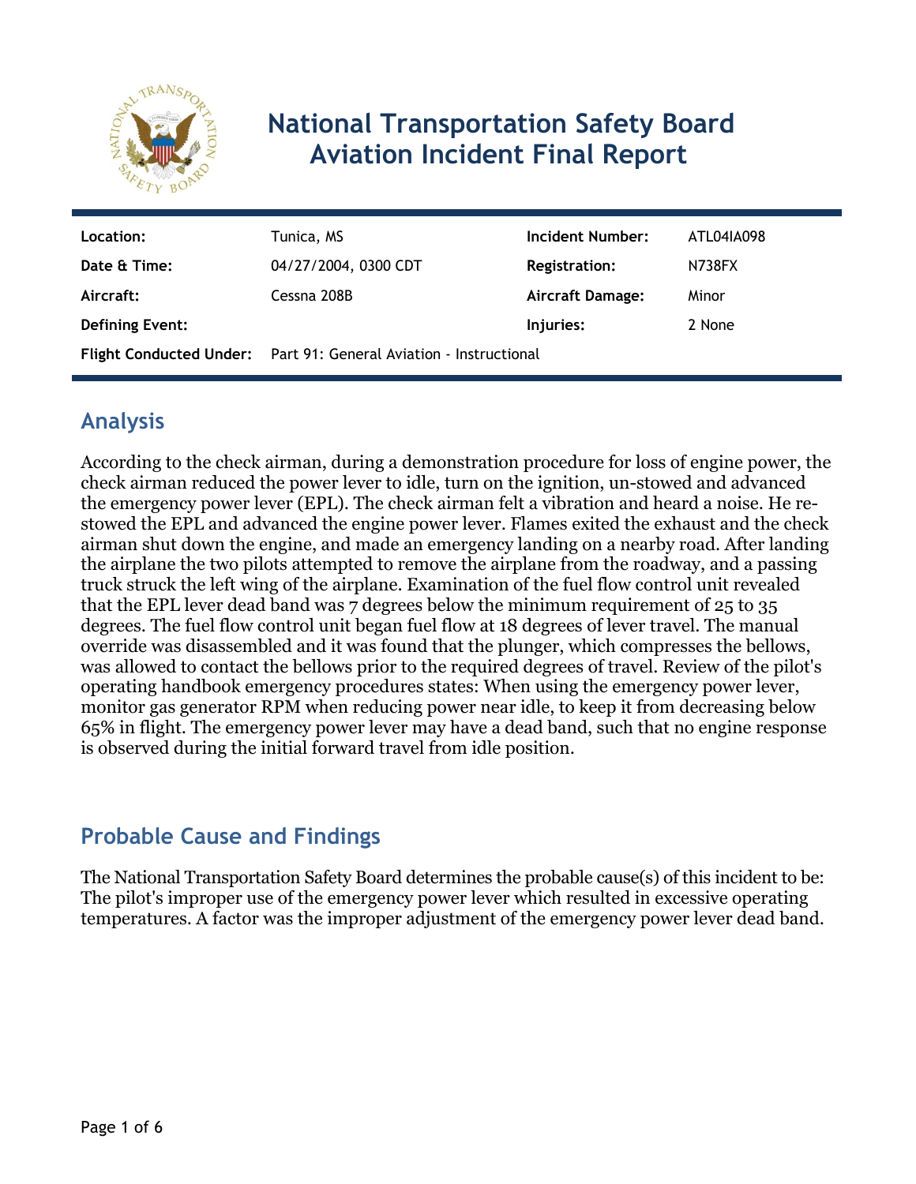# National Transportation Safety Board Aviation Incident Final Report

| Location: | Tunica, MS | Incident Number: | ATL04IA098 |
| --- | --- | --- | --- |
| Date & Time: | 04/27/2004, 0300 CDT | Registration: | N738FX |
| Aircraft: | Cessna 208B | Aircraft Damage: | Minor |
| Defining Event: | | Injuries: | 2 None |
| Flight Conducted Under: | Part 91: General Aviation - Instructional | | |

## Analysis

According to the check airman, during a demonstration procedure for loss of engine power, the check airman reduced the power lever to idle, turn on the ignition, un-stowed and advanced the emergency power lever (EPL). The check airman felt a vibration and heard a noise. He re-stowed the EPL and advanced the engine power lever. Flames exited the exhaust and the check airman shut down the engine, and made an emergency landing on a nearby road. After landing the airplane the two pilots attempted to remove the airplane from the roadway, and a passing truck struck the left wing of the airplane. Examination of the fuel flow control unit revealed that the EPL lever dead band was 7 degrees below the minimum requirement of 25 to 35 degrees. The fuel flow control unit began fuel flow at 18 degrees of lever travel. The manual override was disassembled and it was found that the plunger, which compresses the bellows, was allowed to contact the bellows prior to the required degrees of travel. Review of the pilot's operating handbook emergency procedures states: When using the emergency power lever, monitor gas generator RPM when reducing power near idle, to keep it from decreasing below 65% in flight. The emergency power lever may have a dead band, such that no engine response is observed during the initial forward travel from idle position.

## Probable Cause and Findings

The National Transportation Safety Board determines the probable cause(s) of this incident to be:
The pilot's improper use of the emergency power lever which resulted in excessive operating temperatures. A factor was the improper adjustment of the emergency power lever dead band.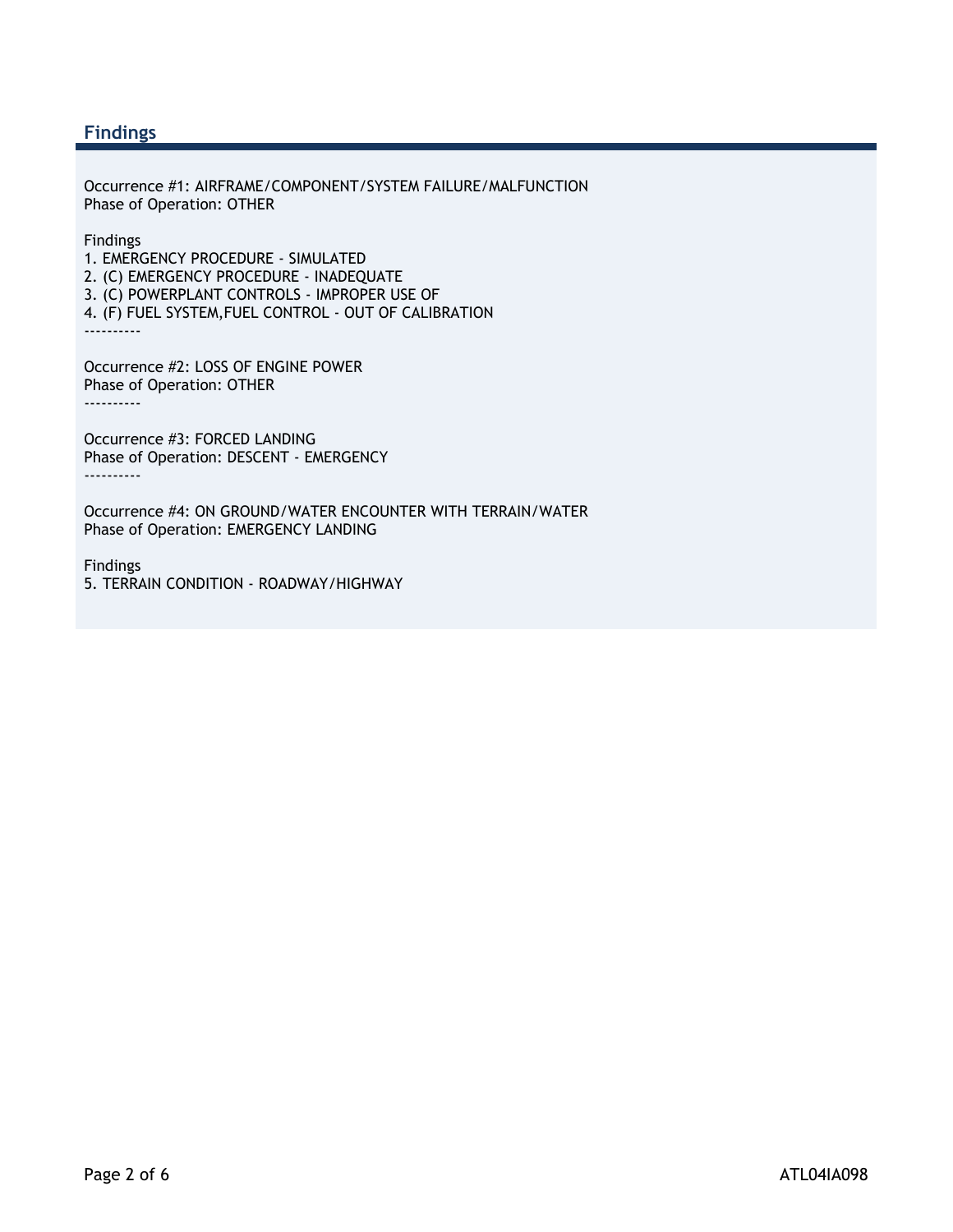## Findings

Occurrence #1: AIRFRAME/COMPONENT/SYSTEM FAILURE/MALFUNCTION
Phase of Operation: OTHER

Findings
1. EMERGENCY PROCEDURE - SIMULATED
2. (C) EMERGENCY PROCEDURE - INADEQUATE
3. (C) POWERPLANT CONTROLS - IMPROPER USE OF
4. (F) FUEL SYSTEM,FUEL CONTROL - OUT OF CALIBRATION

----------

Occurrence #2: LOSS OF ENGINE POWER
Phase of Operation: OTHER

----------

Occurrence #3: FORCED LANDING
Phase of Operation: DESCENT - EMERGENCY

----------

Occurrence #4: ON GROUND/WATER ENCOUNTER WITH TERRAIN/WATER
Phase of Operation: EMERGENCY LANDING

Findings
5. TERRAIN CONDITION - ROADWAY/HIGHWAY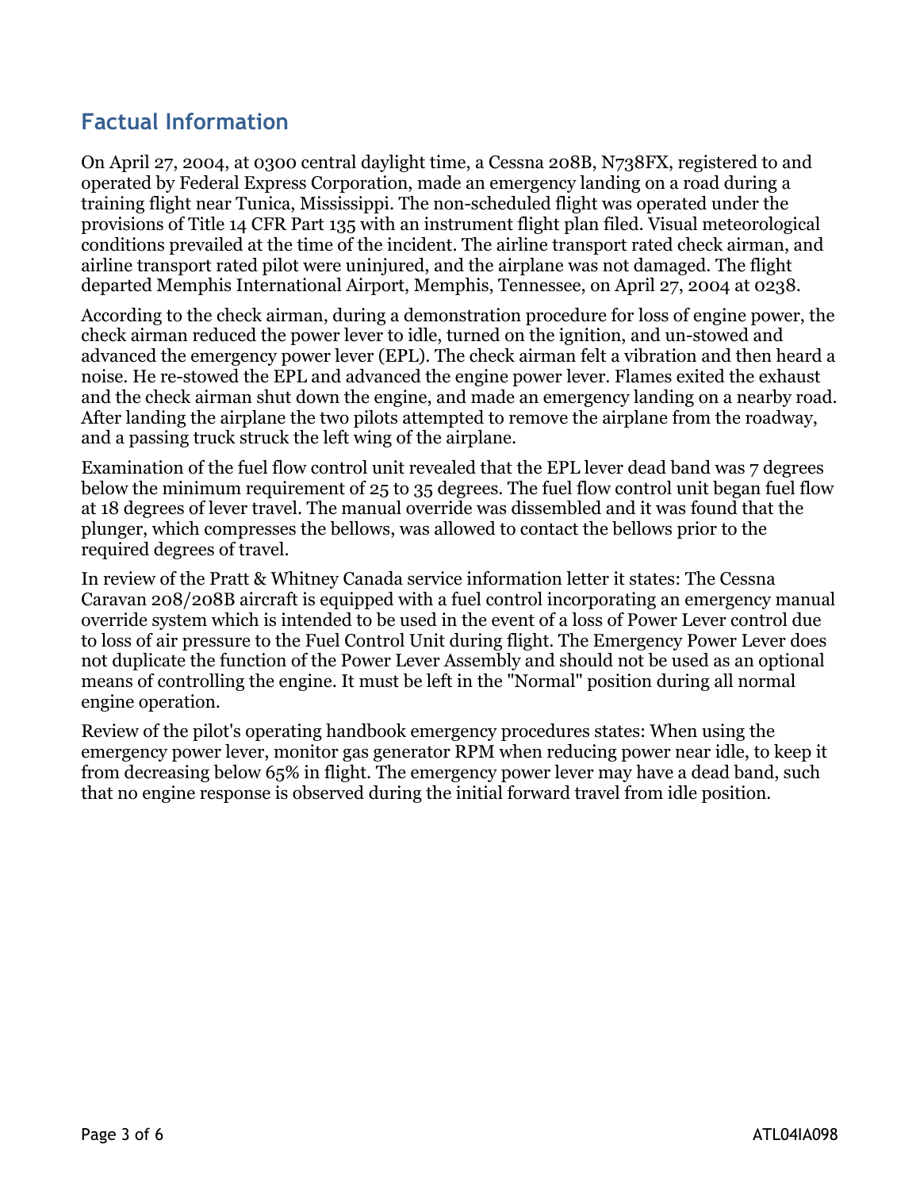## Factual Information

On April 27, 2004, at 0300 central daylight time, a Cessna 208B, N738FX, registered to and operated by Federal Express Corporation, made an emergency landing on a road during a training flight near Tunica, Mississippi. The non-scheduled flight was operated under the provisions of Title 14 CFR Part 135 with an instrument flight plan filed. Visual meteorological conditions prevailed at the time of the incident. The airline transport rated check airman, and airline transport rated pilot were uninjured, and the airplane was not damaged. The flight departed Memphis International Airport, Memphis, Tennessee, on April 27, 2004 at 0238.

According to the check airman, during a demonstration procedure for loss of engine power, the check airman reduced the power lever to idle, turned on the ignition, and un-stowed and advanced the emergency power lever (EPL). The check airman felt a vibration and then heard a noise. He re-stowed the EPL and advanced the engine power lever. Flames exited the exhaust and the check airman shut down the engine, and made an emergency landing on a nearby road. After landing the airplane the two pilots attempted to remove the airplane from the roadway, and a passing truck struck the left wing of the airplane.

Examination of the fuel flow control unit revealed that the EPL lever dead band was 7 degrees below the minimum requirement of 25 to 35 degrees. The fuel flow control unit began fuel flow at 18 degrees of lever travel. The manual override was dissembled and it was found that the plunger, which compresses the bellows, was allowed to contact the bellows prior to the required degrees of travel.

In review of the Pratt & Whitney Canada service information letter it states: The Cessna Caravan 208/208B aircraft is equipped with a fuel control incorporating an emergency manual override system which is intended to be used in the event of a loss of Power Lever control due to loss of air pressure to the Fuel Control Unit during flight. The Emergency Power Lever does not duplicate the function of the Power Lever Assembly and should not be used as an optional means of controlling the engine. It must be left in the "Normal" position during all normal engine operation.

Review of the pilot's operating handbook emergency procedures states: When using the emergency power lever, monitor gas generator RPM when reducing power near idle, to keep it from decreasing below 65% in flight. The emergency power lever may have a dead band, such that no engine response is observed during the initial forward travel from idle position.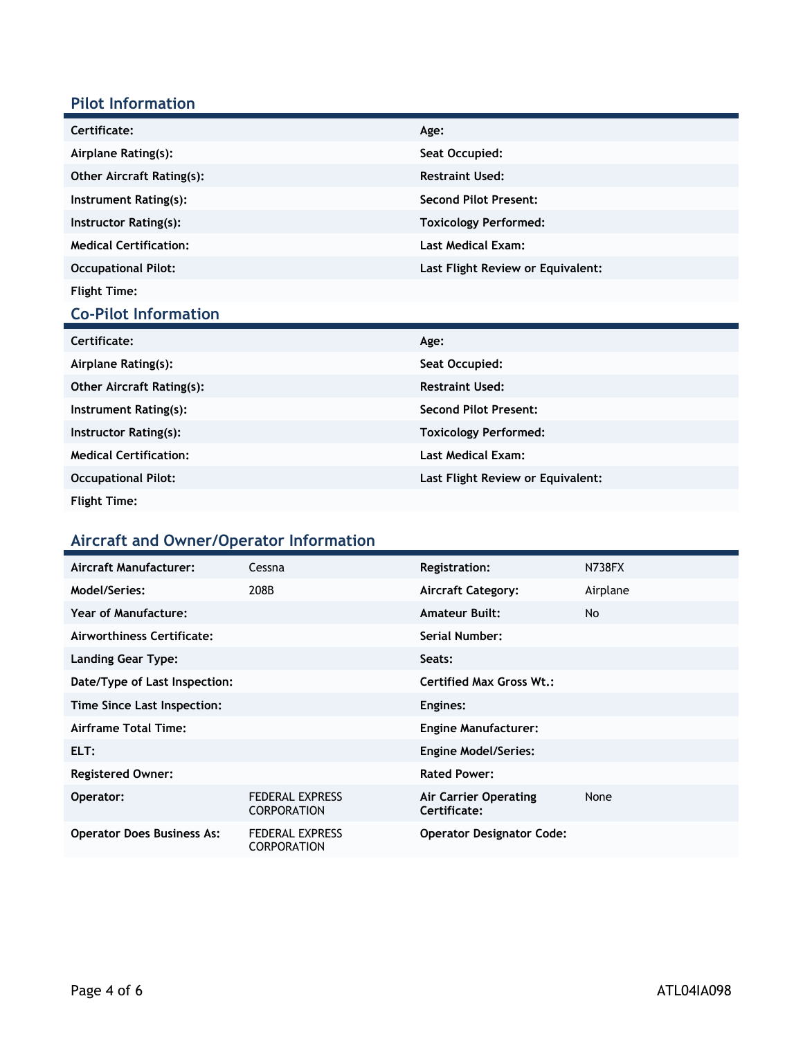## Pilot Information

| | | | |
|---|---|---|---|
| **Certificate:** | | **Age:** | |
| **Airplane Rating(s):** | | **Seat Occupied:** | |
| **Other Aircraft Rating(s):** | | **Restraint Used:** | |
| **Instrument Rating(s):** | | **Second Pilot Present:** | |
| **Instructor Rating(s):** | | **Toxicology Performed:** | |
| **Medical Certification:** | | **Last Medical Exam:** | |
| **Occupational Pilot:** | | **Last Flight Review or Equivalent:** | |
| **Flight Time:** | | | |

## Co-Pilot Information

| | | | |
|---|---|---|---|
| **Certificate:** | | **Age:** | |
| **Airplane Rating(s):** | | **Seat Occupied:** | |
| **Other Aircraft Rating(s):** | | **Restraint Used:** | |
| **Instrument Rating(s):** | | **Second Pilot Present:** | |
| **Instructor Rating(s):** | | **Toxicology Performed:** | |
| **Medical Certification:** | | **Last Medical Exam:** | |
| **Occupational Pilot:** | | **Last Flight Review or Equivalent:** | |
| **Flight Time:** | | | |

## Aircraft and Owner/Operator Information

| | | | |
|---|---|---|---|
| **Aircraft Manufacturer:** | Cessna | **Registration:** | N738FX |
| **Model/Series:** | 208B | **Aircraft Category:** | Airplane |
| **Year of Manufacture:** | | **Amateur Built:** | No |
| **Airworthiness Certificate:** | | **Serial Number:** | |
| **Landing Gear Type:** | | **Seats:** | |
| **Date/Type of Last Inspection:** | | **Certified Max Gross Wt.:** | |
| **Time Since Last Inspection:** | | **Engines:** | |
| **Airframe Total Time:** | | **Engine Manufacturer:** | |
| **ELT:** | | **Engine Model/Series:** | |
| **Registered Owner:** | | **Rated Power:** | |
| **Operator:** | FEDERAL EXPRESS CORPORATION | **Air Carrier Operating Certificate:** | None |
| **Operator Does Business As:** | FEDERAL EXPRESS CORPORATION | **Operator Designator Code:** | |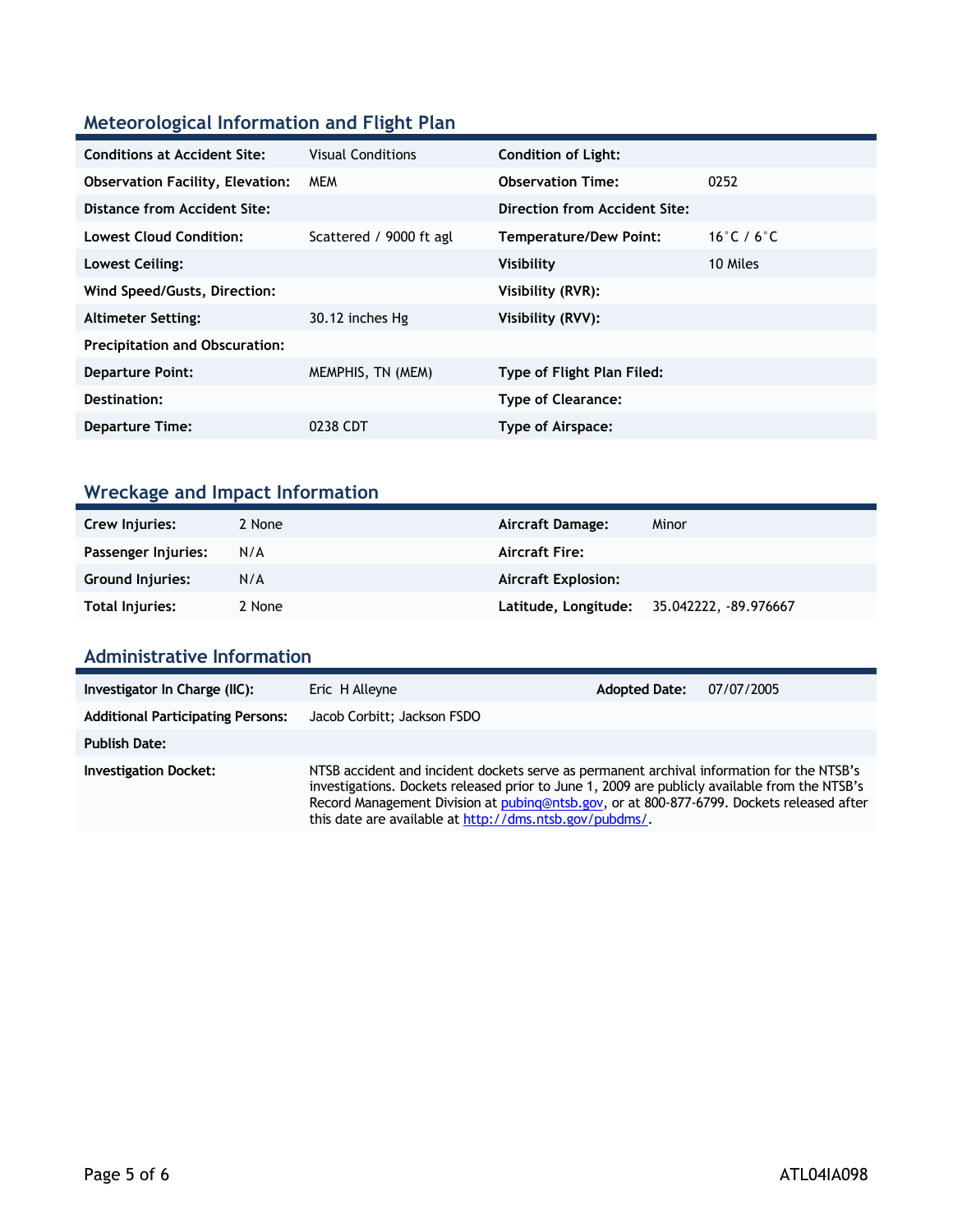## Meteorological Information and Flight Plan

| | | | |
|---|---|---|---|
| **Conditions at Accident Site:** | Visual Conditions | **Condition of Light:** | |
| **Observation Facility, Elevation:** | MEM | **Observation Time:** | 0252 |
| **Distance from Accident Site:** | | **Direction from Accident Site:** | |
| **Lowest Cloud Condition:** | Scattered / 9000 ft agl | **Temperature/Dew Point:** | 16°C / 6°C |
| **Lowest Ceiling:** | | **Visibility** | 10 Miles |
| **Wind Speed/Gusts, Direction:** | | **Visibility (RVR):** | |
| **Altimeter Setting:** | 30.12 inches Hg | **Visibility (RVV):** | |
| **Precipitation and Obscuration:** | | | |
| **Departure Point:** | MEMPHIS, TN (MEM) | **Type of Flight Plan Filed:** | |
| **Destination:** | | **Type of Clearance:** | |
| **Departure Time:** | 0238 CDT | **Type of Airspace:** | |

## Wreckage and Impact Information

| | | | |
|---|---|---|---|
| **Crew Injuries:** | 2 None | **Aircraft Damage:** | Minor |
| **Passenger Injuries:** | N/A | **Aircraft Fire:** | |
| **Ground Injuries:** | N/A | **Aircraft Explosion:** | |
| **Total Injuries:** | 2 None | **Latitude, Longitude:** | 35.042222, -89.976667 |

## Administrative Information

| | | | |
|---|---|---|---|
| **Investigator In Charge (IIC):** | Eric H Alleyne | **Adopted Date:** | 07/07/2005 |
| **Additional Participating Persons:** | Jacob Corbitt; Jackson FSDO | | |
| **Publish Date:** | | | |
| **Investigation Docket:** | NTSB accident and incident dockets serve as permanent archival information for the NTSB's investigations. Dockets released prior to June 1, 2009 are publicly available from the NTSB's Record Management Division at pubinq@ntsb.gov, or at 800-877-6799. Dockets released after this date are available at http://dms.ntsb.gov/pubdms/. | | |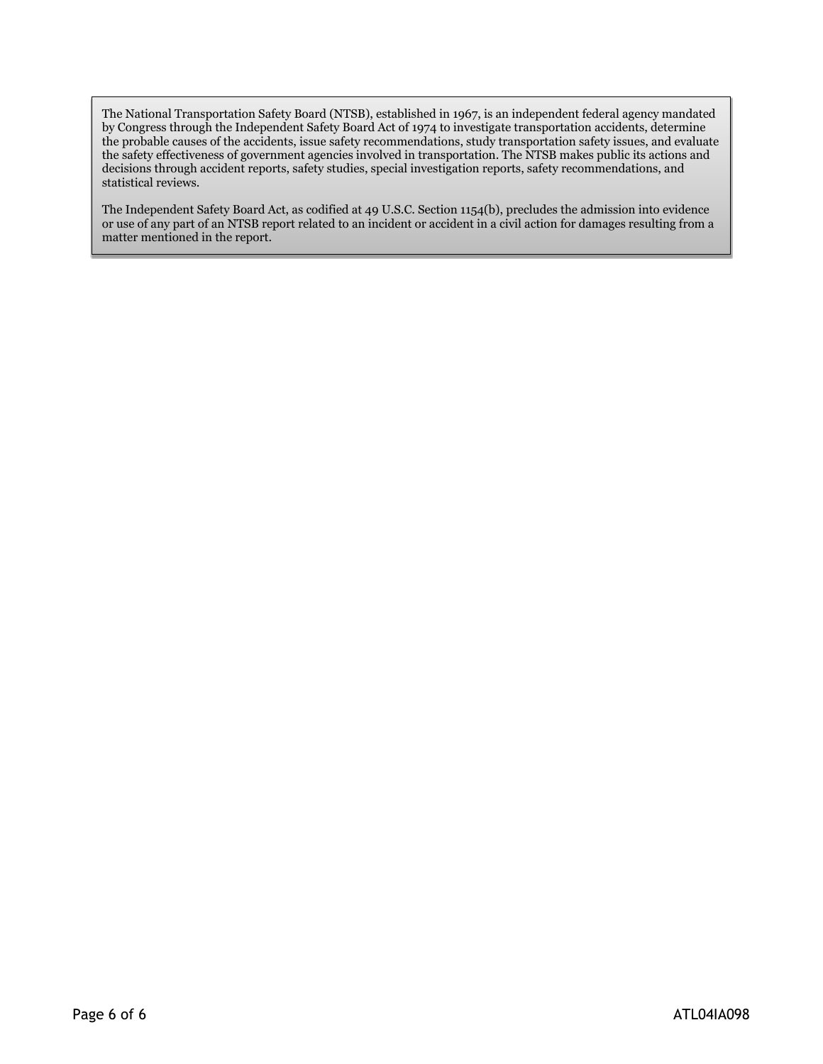The National Transportation Safety Board (NTSB), established in 1967, is an independent federal agency mandated by Congress through the Independent Safety Board Act of 1974 to investigate transportation accidents, determine the probable causes of the accidents, issue safety recommendations, study transportation safety issues, and evaluate the safety effectiveness of government agencies involved in transportation. The NTSB makes public its actions and decisions through accident reports, safety studies, special investigation reports, safety recommendations, and statistical reviews.

The Independent Safety Board Act, as codified at 49 U.S.C. Section 1154(b), precludes the admission into evidence or use of any part of an NTSB report related to an incident or accident in a civil action for damages resulting from a matter mentioned in the report.